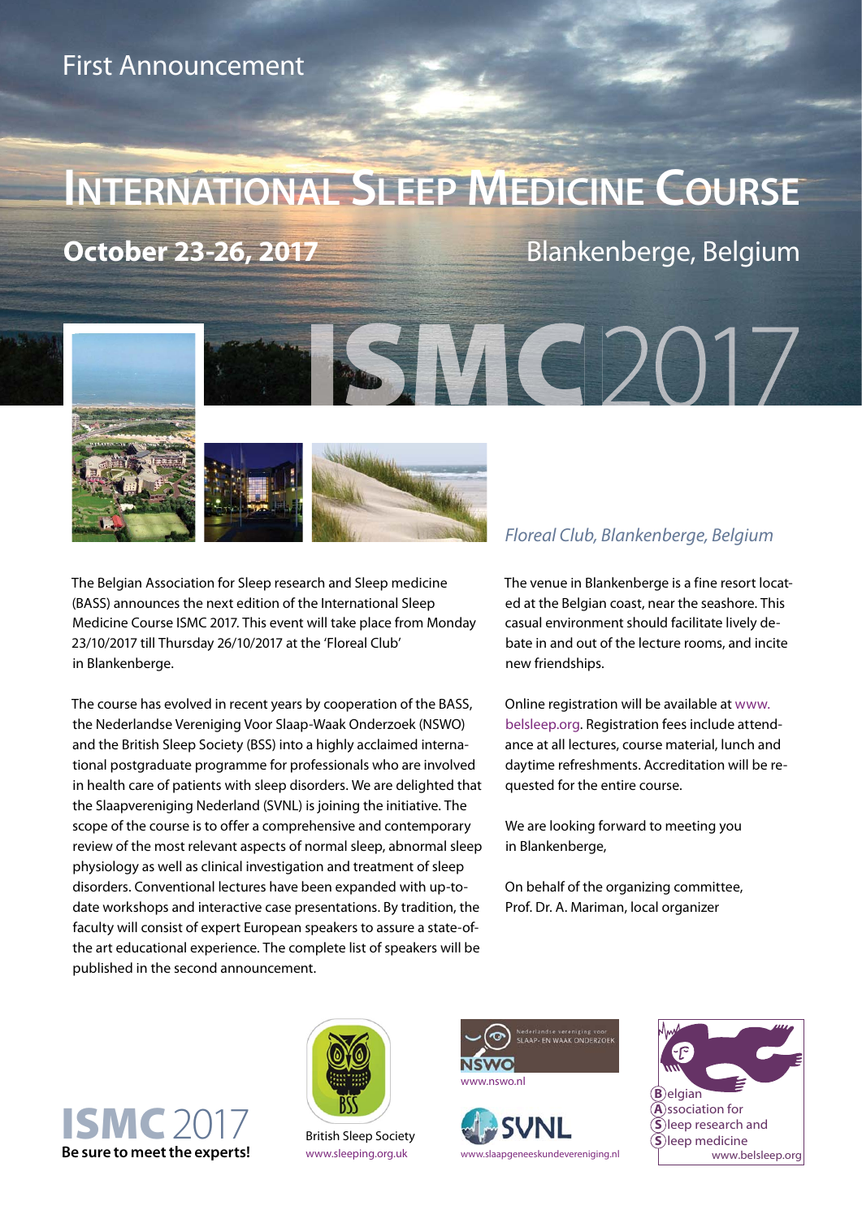First Announcement

# International Sleep Medicine Course

**October 23-26, 2017** Blankenberge, Belgium

ISMC 2017

*Floreal Club, Blankenberge, Belgium*

The Belgian Association for Sleep research and Sleep medicine (BASS) announces the next edition of the International Sleep Medicine Course ISMC 2017. This event will take place from Monday 23/10/2017 till Thursday 26/10/2017 at the 'Floreal Club' in Blankenberge.

The course has evolved in recent years by cooperation of the BASS, the Nederlandse Vereniging Voor Slaap-Waak Onderzoek (NSWO) and the British Sleep Society (BSS) into a highly acclaimed international postgraduate programme for professionals who are involved in health care of patients with sleep disorders. We are delighted that the Slaapvereniging Nederland (SVNL) is joining the initiative. The scope of the course is to offer a comprehensive and contemporary review of the most relevant aspects of normal sleep, abnormal sleep physiology as well as clinical investigation and treatment of sleep disorders. Conventional lectures have been expanded with up-to-date workshops and interactive case presentations. By tradition, the faculty will consist of expert European speakers to assure a state-of-the art educational experience. The complete list of speakers will be published in the second announcement.

The venue in Blankenberge is a fine resort located at the Belgian coast, near the seashore. This casual environment should facilitate lively debate in and out of the lecture rooms, and incite new friendships.

Online registration will be available at www.belsleep.org. Registration fees include attendance at all lectures, course material, lunch and daytime refreshments. Accreditation will be requested for the entire course.

We are looking forward to meeting you in Blankenberge,

On behalf of the organizing committee,
Prof. Dr. A. Mariman, local organizer

ISMC 2017
**Be sure to meet the experts!**

British Sleep Society
www.sleeping.org.uk

Nederlandse vereniging voor SLAAP- EN WAAK ONDERZOEK
NSWO
www.nswo.nl

SVNL
www.slaapgeneeskundevereniging.nl

Belgian Association for Sleep research and Sleep medicine
www.belsleep.org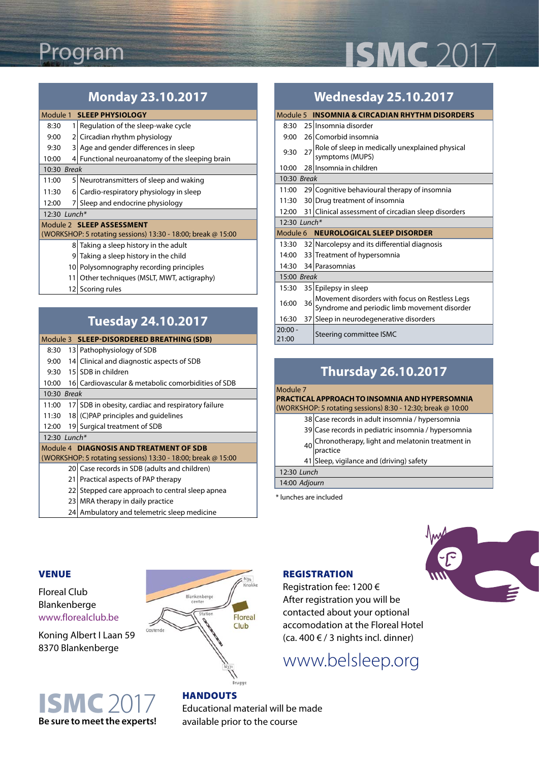# Program

# ISMC 2017

## Monday 23.10.2017

| | | |
|---|---|---|
| **Module 1 SLEEP PHYSIOLOGY** | | |
| 8:30 | 1 | Regulation of the sleep-wake cycle |
| 9:00 | 2 | Circadian rhythm physiology |
| 9:30 | 3 | Age and gender differences in sleep |
| 10:00 | 4 | Functional neuroanatomy of the sleeping brain |
| 10:30 *Break* | | |
| 11:00 | 5 | Neurotransmitters of sleep and waking |
| 11:30 | 6 | Cardio-respiratory physiology in sleep |
| 12:00 | 7 | Sleep and endocrine physiology |
| 12:30 *Lunch** | | |
| **Module 2 SLEEP ASSESSMENT** (WORKSHOP: 5 rotating sessions) 13:30 - 18:00; break @ 15:00 | | |
| | 8 | Taking a sleep history in the adult |
| | 9 | Taking a sleep history in the child |
| | 10 | Polysomnography recording principles |
| | 11 | Other techniques (MSLT, MWT, actigraphy) |
| | 12 | Scoring rules |

## Tuesday 24.10.2017

| | | |
|---|---|---|
| **Module 3 SLEEP-DISORDERED BREATHING (SDB)** | | |
| 8:30 | 13 | Pathophysiology of SDB |
| 9:00 | 14 | Clinical and diagnostic aspects of SDB |
| 9:30 | 15 | SDB in children |
| 10:00 | 16 | Cardiovascular & metabolic comorbidities of SDB |
| 10:30 *Break* | | |
| 11:00 | 17 | SDB in obesity, cardiac and respiratory failure |
| 11:30 | 18 | (C)PAP principles and guidelines |
| 12:00 | 19 | Surgical treatment of SDB |
| 12:30 *Lunch** | | |
| **Module 4 DIAGNOSIS AND TREATMENT OF SDB** (WORKSHOP: 5 rotating sessions) 13:30 - 18:00; break @ 15:00 | | |
| | 20 | Case records in SDB (adults and children) |
| | 21 | Practical aspects of PAP therapy |
| | 22 | Stepped care approach to central sleep apnea |
| | 23 | MRA therapy in daily practice |
| | 24 | Ambulatory and telemetric sleep medicine |

## Wednesday 25.10.2017

| | | |
|---|---|---|
| **Module 5 INSOMNIA & CIRCADIAN RHYTHM DISORDERS** | | |
| 8:30 | 25 | Insomnia disorder |
| 9:00 | 26 | Comorbid insomnia |
| 9:30 | 27 | Role of sleep in medically unexplained physical symptoms (MUPS) |
| 10:00 | 28 | Insomnia in children |
| 10:30 *Break* | | |
| 11:00 | 29 | Cognitive behavioural therapy of insomnia |
| 11:30 | 30 | Drug treatment of insomnia |
| 12:00 | 31 | Clinical assessment of circadian sleep disorders |
| 12:30 *Lunch** | | |
| **Module 6 NEUROLOGICAL SLEEP DISORDER** | | |
| 13:30 | 32 | Narcolepsy and its differential diagnosis |
| 14:00 | 33 | Treatment of hypersomnia |
| 14:30 | 34 | Parasomnias |
| 15:00 *Break* | | |
| 15:30 | 35 | Epilepsy in sleep |
| 16:00 | 36 | Movement disorders with focus on Restless Legs Syndrome and periodic limb movement disorder |
| 16:30 | 37 | Sleep in neurodegenerative disorders |
| 20:00 - 21:00 | | Steering committee ISMC |

## Thursday 26.10.2017

| | |
|---|---|
| Module 7 **PRACTICAL APPROACH TO INSOMNIA AND HYPERSOMNIA** (WORKSHOP: 5 rotating sessions) 8:30 - 12:30; break @ 10:00 | |
| 38 | Case records in adult insomnia / hypersomnia |
| 39 | Case records in pediatric insomnia / hypersomnia |
| 40 | Chronotherapy, light and melatonin treatment in practice |
| 41 | Sleep, vigilance and (driving) safety |
| 12:30 *Lunch* | |
| 14:00 *Adjourn* | |

* lunches are included

### VENUE

Floreal Club
Blankenberge
www.florealclub.be

Koning Albert I Laan 59
8370 Blankenberge

N34
Knokke
Blankenberge center
Station
Floreal Club
Oostende
N371
Brugge

### REGISTRATION

Registration fee: 1200 €
After registration you will be contacted about your optional accomodation at the Floreal Hotel (ca. 400 € / 3 nights incl. dinner)

www.belsleep.org

**ISMC 2017**
**Be sure to meet the experts!**

### HANDOUTS

Educational material will be made available prior to the course